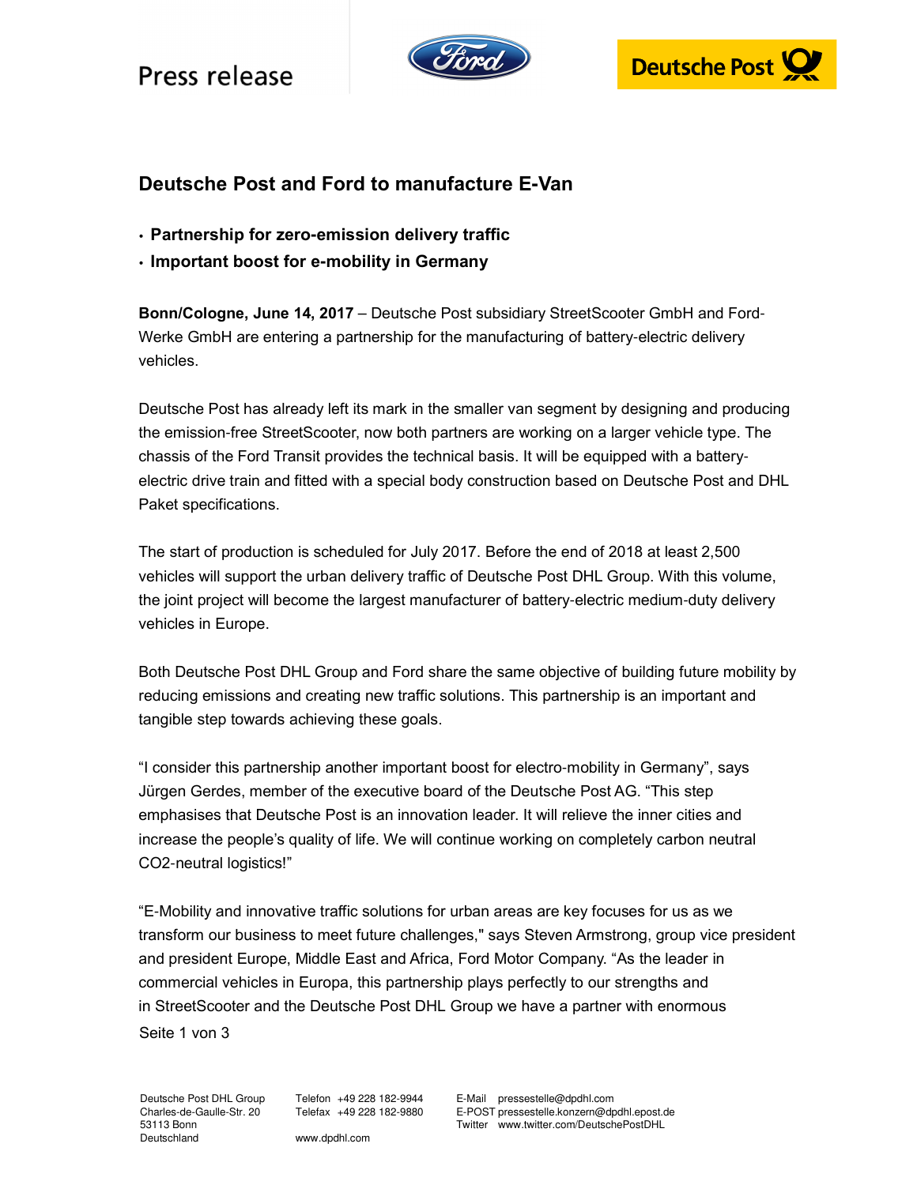Press release

# Deutsche Post and Ford to manufacture E-Van

- **Partnership for zero-emission delivery traffic**
- **Important boost for e-mobility in Germany**

**Bonn/Cologne, June 14, 2017** – Deutsche Post subsidiary StreetScooter GmbH and Ford-Werke GmbH are entering a partnership for the manufacturing of battery-electric delivery vehicles.

Deutsche Post has already left its mark in the smaller van segment by designing and producing the emission-free StreetScooter, now both partners are working on a larger vehicle type. The chassis of the Ford Transit provides the technical basis. It will be equipped with a battery-electric drive train and fitted with a special body construction based on Deutsche Post and DHL Paket specifications.

The start of production is scheduled for July 2017. Before the end of 2018 at least 2,500 vehicles will support the urban delivery traffic of Deutsche Post DHL Group. With this volume, the joint project will become the largest manufacturer of battery-electric medium-duty delivery vehicles in Europe.

Both Deutsche Post DHL Group and Ford share the same objective of building future mobility by reducing emissions and creating new traffic solutions. This partnership is an important and tangible step towards achieving these goals.

“I consider this partnership another important boost for electro-mobility in Germany”, says Jürgen Gerdes, member of the executive board of the Deutsche Post AG. “This step emphasises that Deutsche Post is an innovation leader. It will relieve the inner cities and increase the people’s quality of life. We will continue working on completely carbon neutral $CO_2$-neutral logistics!”

“E-Mobility and innovative traffic solutions for urban areas are key focuses for us as we transform our business to meet future challenges," says Steven Armstrong, group vice president and president Europe, Middle East and Africa, Ford Motor Company. “As the leader in commercial vehicles in Europa, this partnership plays perfectly to our strengths and in StreetScooter and the Deutsche Post DHL Group we have a partner with enormous

Deutsche Post DHL Group
Charles-de-Gaulle-Str. 20
53113 Bonn
Deutschland

Telefon +49 228 182-9944
Telefax +49 228 182-9880

www.dpdhl.com

E-Mail pressestelle@dpdhl.com
E-POST pressestelle.konzern@dpdhl.epost.de
Twitter www.twitter.com/DeutschePostDHL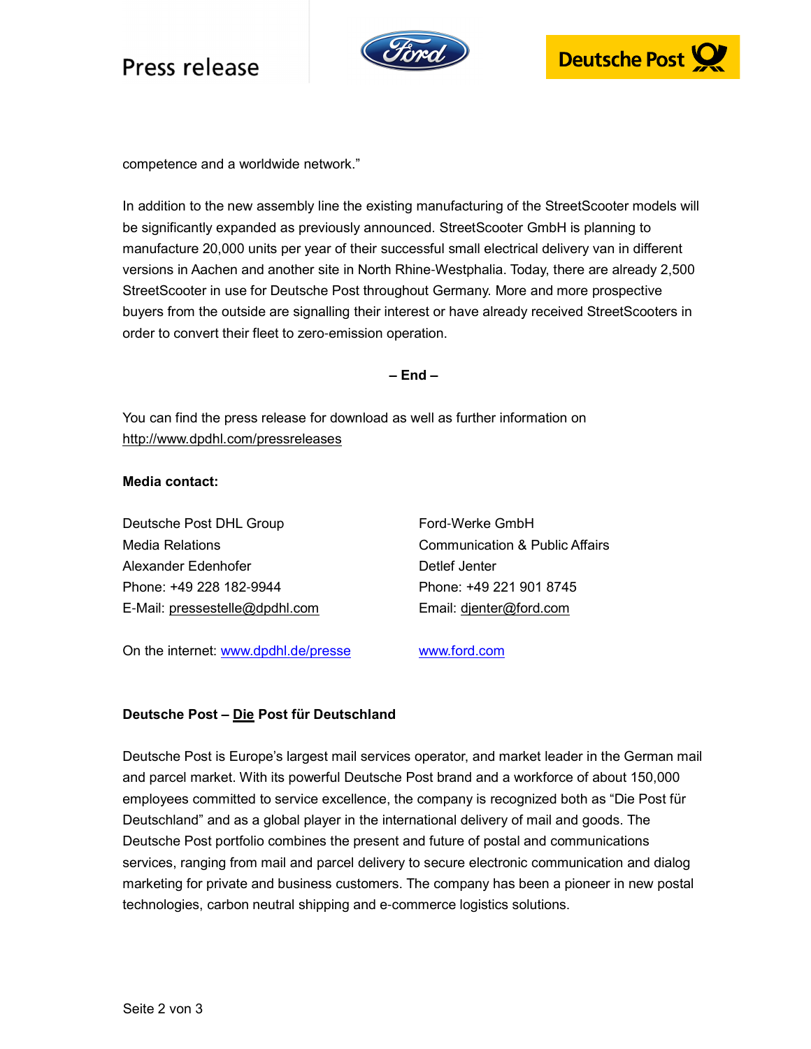competence and a worldwide network."

In addition to the new assembly line the existing manufacturing of the StreetScooter models will be significantly expanded as previously announced. StreetScooter GmbH is planning to manufacture 20,000 units per year of their successful small electrical delivery van in different versions in Aachen and another site in North Rhine-Westphalia. Today, there are already 2,500 StreetScooter in use for Deutsche Post throughout Germany. More and more prospective buyers from the outside are signalling their interest or have already received StreetScooters in order to convert their fleet to zero-emission operation.

**– End –**

You can find the press release for download as well as further information on http://www.dpdhl.com/pressreleases

**Media contact:**

Deutsche Post DHL Group
Media Relations
Alexander Edenhofer
Phone: +49 228 182-9944
E-Mail: pressestelle@dpdhl.com

On the internet: www.dpdhl.de/presse

Ford-Werke GmbH
Communication & Public Affairs
Detlef Jenter
Phone: +49 221 901 8745
Email: djenter@ford.com

www.ford.com

**Deutsche Post – Die Post für Deutschland**

Deutsche Post is Europe's largest mail services operator, and market leader in the German mail and parcel market. With its powerful Deutsche Post brand and a workforce of about 150,000 employees committed to service excellence, the company is recognized both as "Die Post für Deutschland" and as a global player in the international delivery of mail and goods. The Deutsche Post portfolio combines the present and future of postal and communications services, ranging from mail and parcel delivery to secure electronic communication and dialog marketing for private and business customers. The company has been a pioneer in new postal technologies, carbon neutral shipping and e-commerce logistics solutions.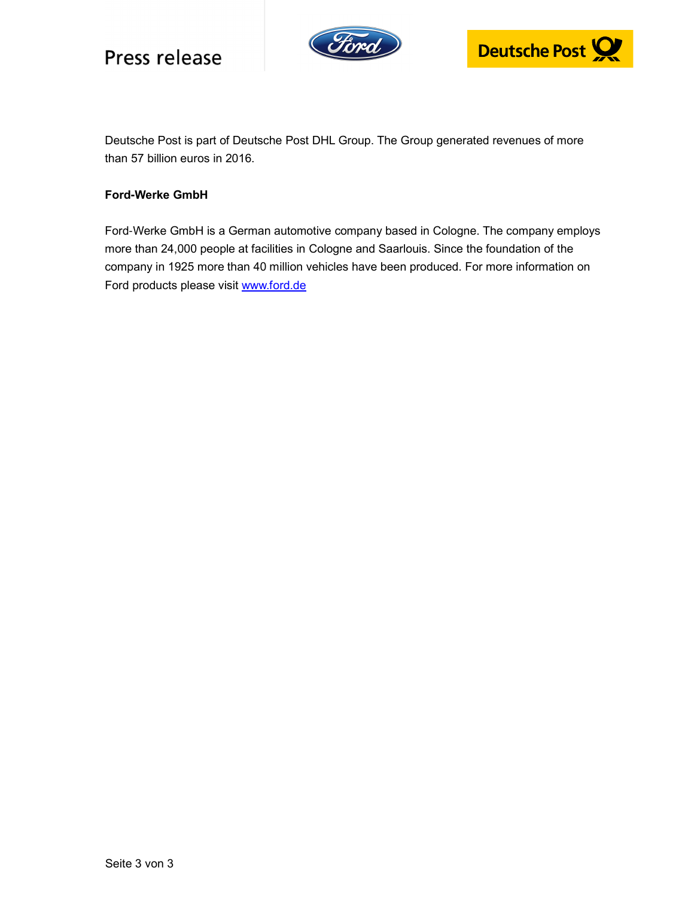Deutsche Post is part of Deutsche Post DHL Group. The Group generated revenues of more than 57 billion euros in 2016.

**Ford-Werke GmbH**

Ford-Werke GmbH is a German automotive company based in Cologne. The company employs more than 24,000 people at facilities in Cologne and Saarlouis. Since the foundation of the company in 1925 more than 40 million vehicles have been produced. For more information on Ford products please visit [www.ford.de](http://www.ford.de)